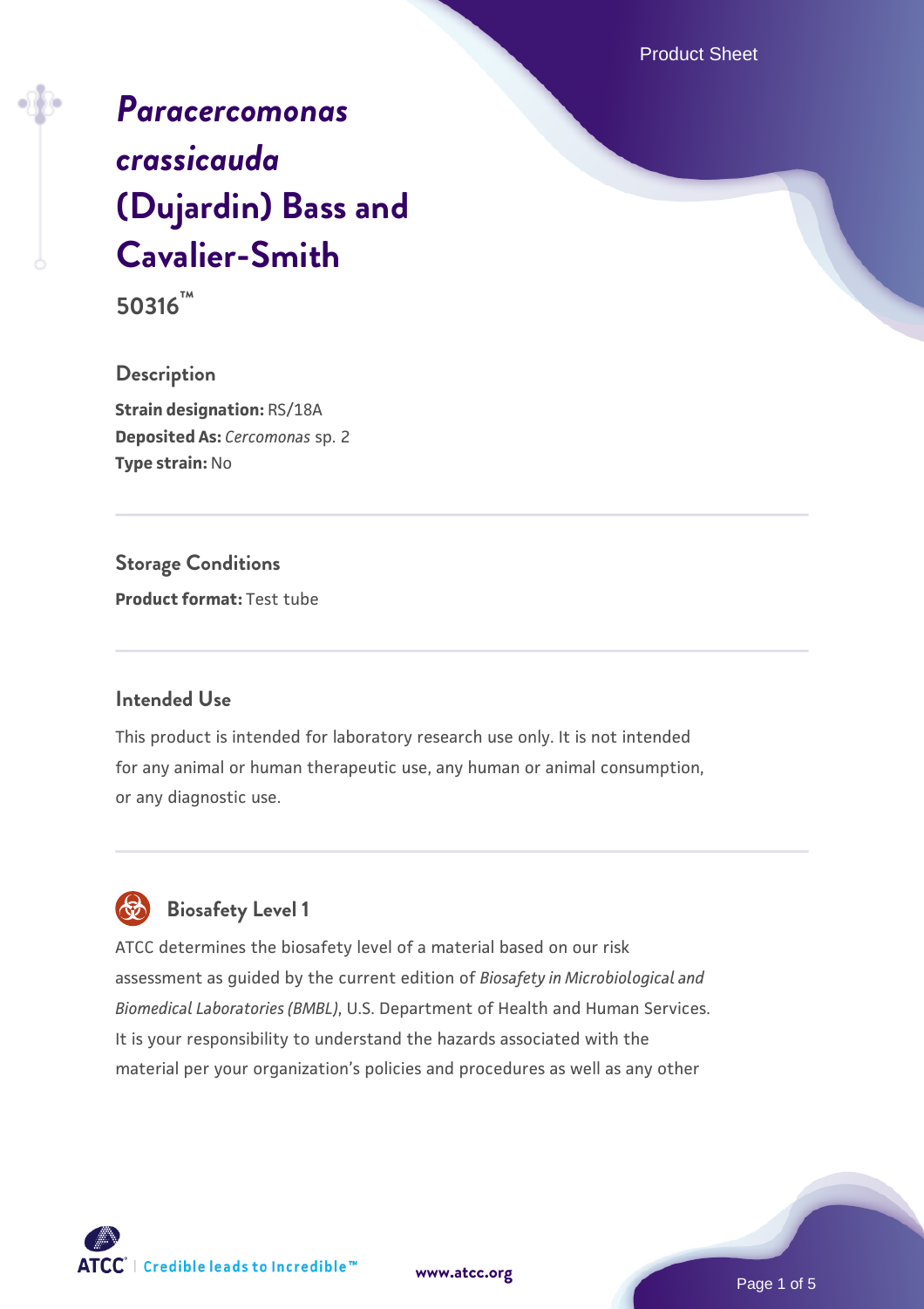# *Paracercomonas crassicauda* (Dujardin) Bass and Cavalier-Smith

**50316™**

## Description

**Strain designation:** RS/18A
**Deposited As:** *Cercomonas* sp. 2
**Type strain:** No

## Storage Conditions

**Product format:** Test tube

## Intended Use

This product is intended for laboratory research use only. It is not intended for any animal or human therapeutic use, any human or animal consumption, or any diagnostic use.

## Biosafety Level 1

ATCC determines the biosafety level of a material based on our risk assessment as guided by the current edition of *Biosafety in Microbiological and Biomedical Laboratories (BMBL)*, U.S. Department of Health and Human Services. It is your responsibility to understand the hazards associated with the material per your organization's policies and procedures as well as any other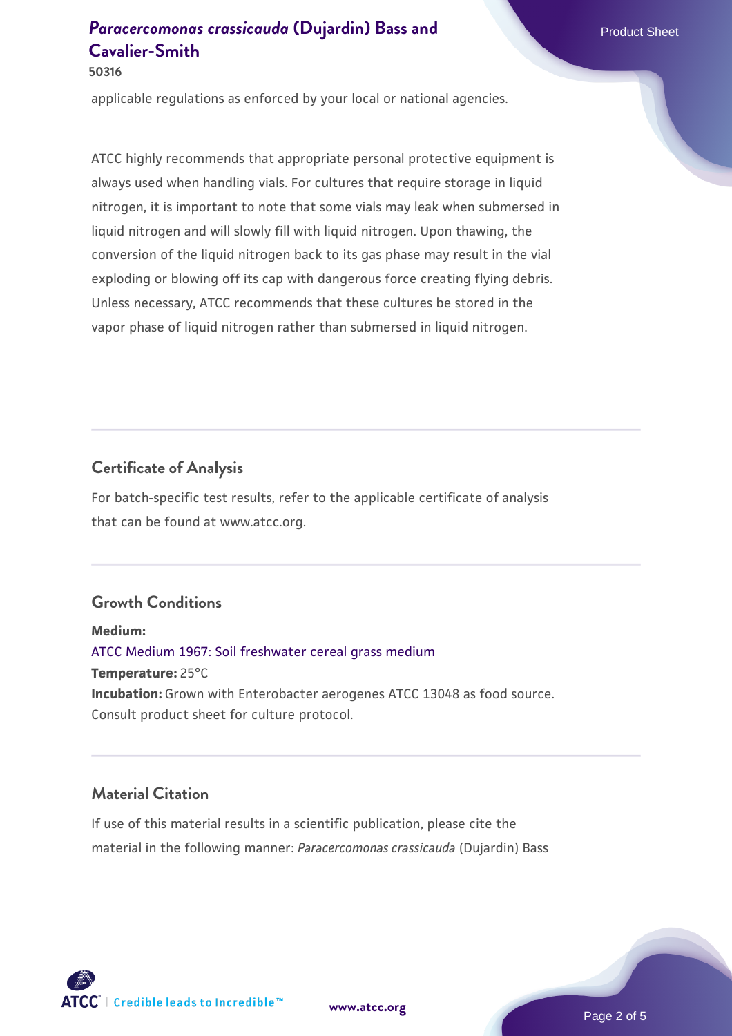applicable regulations as enforced by your local or national agencies.

ATCC highly recommends that appropriate personal protective equipment is always used when handling vials. For cultures that require storage in liquid nitrogen, it is important to note that some vials may leak when submersed in liquid nitrogen and will slowly fill with liquid nitrogen. Upon thawing, the conversion of the liquid nitrogen back to its gas phase may result in the vial exploding or blowing off its cap with dangerous force creating flying debris. Unless necessary, ATCC recommends that these cultures be stored in the vapor phase of liquid nitrogen rather than submersed in liquid nitrogen.

## Certificate of Analysis

For batch-specific test results, refer to the applicable certificate of analysis that can be found at www.atcc.org.

## Growth Conditions

**Medium:**
ATCC Medium 1967: Soil freshwater cereal grass medium
**Temperature:** 25°C
**Incubation:** Grown with Enterobacter aerogenes ATCC 13048 as food source. Consult product sheet for culture protocol.

## Material Citation

If use of this material results in a scientific publication, please cite the material in the following manner: *Paracercomonas crassicauda* (Dujardin) Bass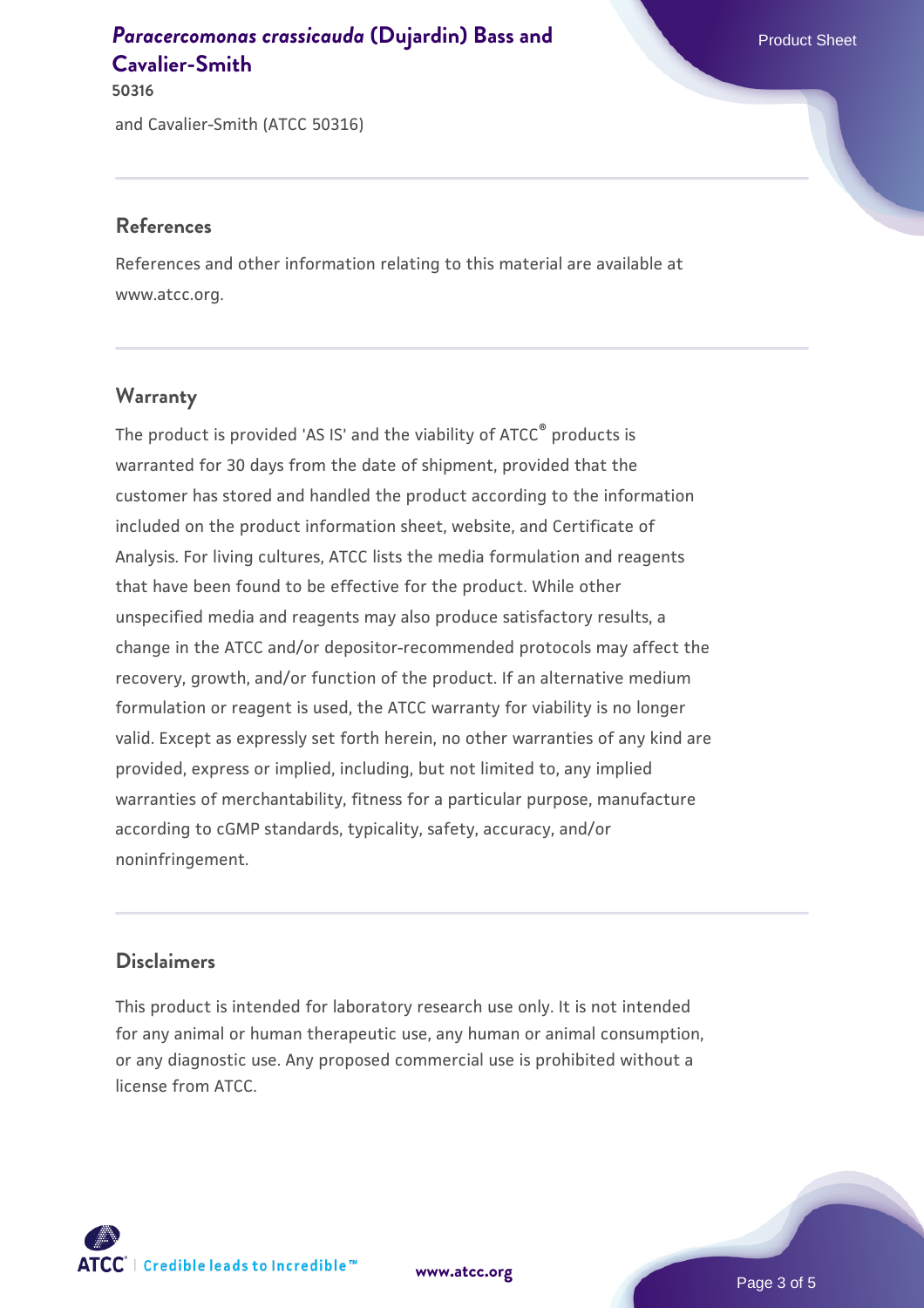and Cavalier-Smith (ATCC 50316)

## References

References and other information relating to this material are available at www.atcc.org.

## Warranty

The product is provided 'AS IS' and the viability of ATCC® products is warranted for 30 days from the date of shipment, provided that the customer has stored and handled the product according to the information included on the product information sheet, website, and Certificate of Analysis. For living cultures, ATCC lists the media formulation and reagents that have been found to be effective for the product. While other unspecified media and reagents may also produce satisfactory results, a change in the ATCC and/or depositor-recommended protocols may affect the recovery, growth, and/or function of the product. If an alternative medium formulation or reagent is used, the ATCC warranty for viability is no longer valid. Except as expressly set forth herein, no other warranties of any kind are provided, express or implied, including, but not limited to, any implied warranties of merchantability, fitness for a particular purpose, manufacture according to cGMP standards, typicality, safety, accuracy, and/or noninfringement.

## Disclaimers

This product is intended for laboratory research use only. It is not intended for any animal or human therapeutic use, any human or animal consumption, or any diagnostic use. Any proposed commercial use is prohibited without a license from ATCC.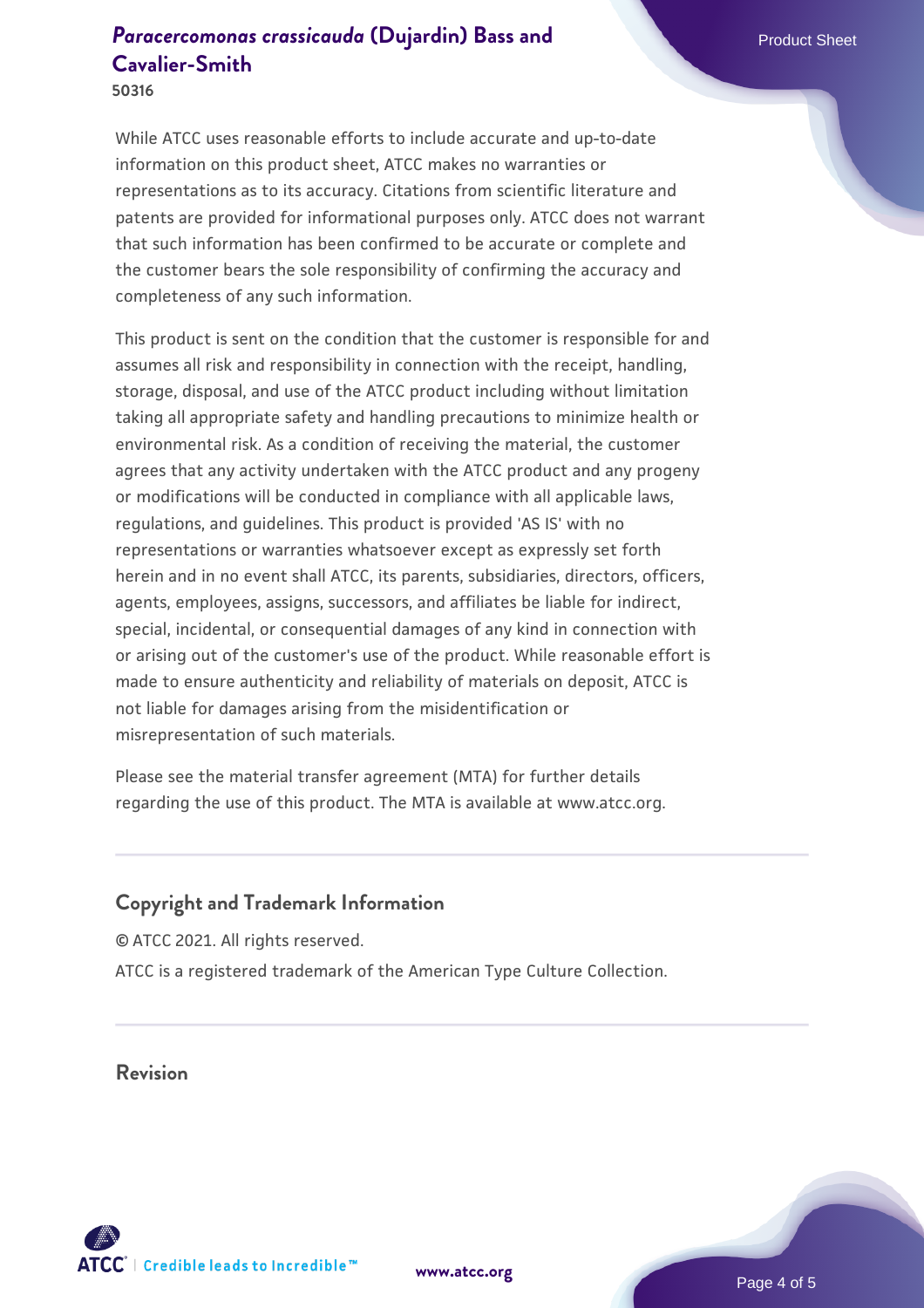While ATCC uses reasonable efforts to include accurate and up-to-date information on this product sheet, ATCC makes no warranties or representations as to its accuracy. Citations from scientific literature and patents are provided for informational purposes only. ATCC does not warrant that such information has been confirmed to be accurate or complete and the customer bears the sole responsibility of confirming the accuracy and completeness of any such information.

This product is sent on the condition that the customer is responsible for and assumes all risk and responsibility in connection with the receipt, handling, storage, disposal, and use of the ATCC product including without limitation taking all appropriate safety and handling precautions to minimize health or environmental risk. As a condition of receiving the material, the customer agrees that any activity undertaken with the ATCC product and any progeny or modifications will be conducted in compliance with all applicable laws, regulations, and guidelines. This product is provided 'AS IS' with no representations or warranties whatsoever except as expressly set forth herein and in no event shall ATCC, its parents, subsidiaries, directors, officers, agents, employees, assigns, successors, and affiliates be liable for indirect, special, incidental, or consequential damages of any kind in connection with or arising out of the customer's use of the product. While reasonable effort is made to ensure authenticity and reliability of materials on deposit, ATCC is not liable for damages arising from the misidentification or misrepresentation of such materials.

Please see the material transfer agreement (MTA) for further details regarding the use of this product. The MTA is available at www.atcc.org.

## Copyright and Trademark Information

© ATCC 2021. All rights reserved.

ATCC is a registered trademark of the American Type Culture Collection.

## Revision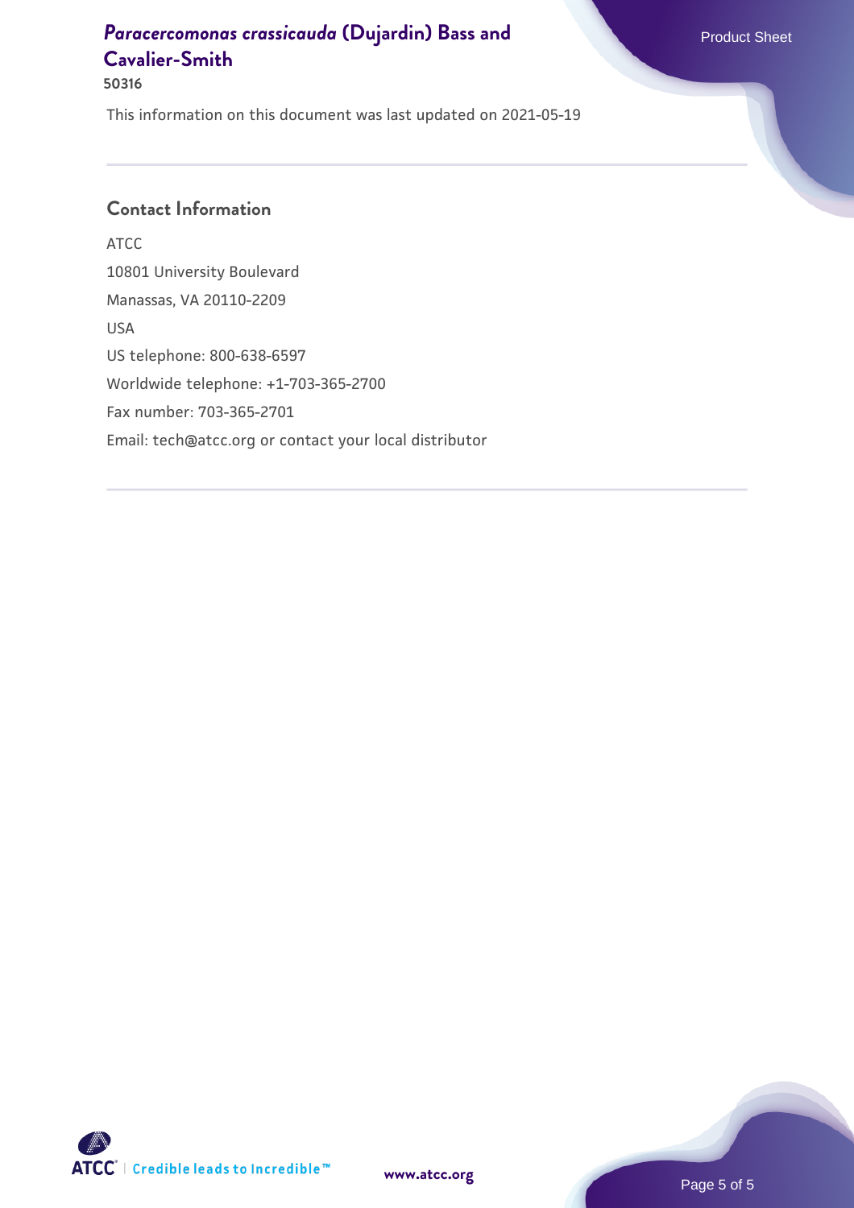This information on this document was last updated on 2021-05-19

## Contact Information

ATCC
10801 University Boulevard
Manassas, VA 20110-2209
USA
US telephone: 800-638-6597
Worldwide telephone: +1-703-365-2700
Fax number: 703-365-2701
Email: tech@atcc.org or contact your local distributor